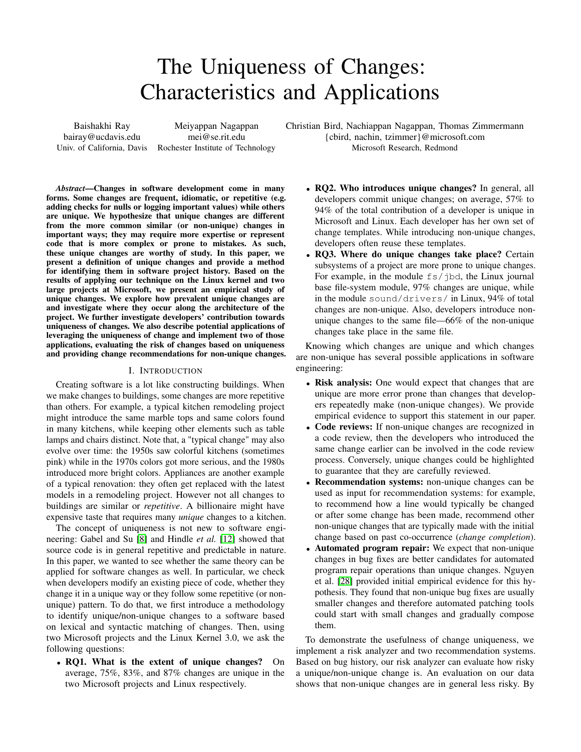# The Uniqueness of Changes: Characteristics and Applications

Baishakhi Ray
bairay@ucdavis.edu
Univ. of California, Davis

Meiyappan Nagappan
mei@se.rit.edu
Rochester Institute of Technology

Christian Bird, Nachiappan Nagappan, Thomas Zimmermann
{cbird, nachin, tzimmer}@microsoft.com
Microsoft Research, Redmond

***Abstract*—Changes in software development come in many forms. Some changes are frequent, idiomatic, or repetitive (e.g. adding checks for nulls or logging important values) while others are unique. We hypothesize that unique changes are different from the more common similar (or non-unique) changes in important ways; they may require more expertise or represent code that is more complex or prone to mistakes. As such, these unique changes are worthy of study. In this paper, we present a definition of unique changes and provide a method for identifying them in software project history. Based on the results of applying our technique on the Linux kernel and two large projects at Microsoft, we present an empirical study of unique changes. We explore how prevalent unique changes are and investigate where they occur along the architecture of the project. We further investigate developers' contribution towards uniqueness of changes. We also describe potential applications of leveraging the uniqueness of change and implement two of those applications, evaluating the risk of changes based on uniqueness and providing change recommendations for non-unique changes.**

## I. Introduction

Creating software is a lot like constructing buildings. When we make changes to buildings, some changes are more repetitive than others. For example, a typical kitchen remodeling project might introduce the same marble tops and same colors found in many kitchens, while keeping other elements such as table lamps and chairs distinct. Note that, a "typical change" may also evolve over time: the 1950s saw colorful kitchens (sometimes pink) while in the 1970s colors got more serious, and the 1980s introduced more bright colors. Appliances are another example of a typical renovation: they often get replaced with the latest models in a remodeling project. However not all changes to buildings are similar or *repetitive*. A billionaire might have expensive taste that requires many *unique* changes to a kitchen.

The concept of uniqueness is not new to software engineering: Gabel and Su [8] and Hindle *et al.* [12] showed that source code is in general repetitive and predictable in nature. In this paper, we wanted to see whether the same theory can be applied for software changes as well. In particular, we check when developers modify an existing piece of code, whether they change it in a unique way or they follow some repetitive (or non-unique) pattern. To do that, we first introduce a methodology to identify unique/non-unique changes to a software based on lexical and syntactic matching of changes. Then, using two Microsoft projects and the Linux Kernel 3.0, we ask the following questions:

- **RQ1. What is the extent of unique changes?** On average, 75%, 83%, and 87% changes are unique in the two Microsoft projects and Linux respectively.
- **RQ2. Who introduces unique changes?** In general, all developers commit unique changes; on average, 57% to 94% of the total contribution of a developer is unique in Microsoft and Linux. Each developer has her own set of change templates. While introducing non-unique changes, developers often reuse these templates.
- **RQ3. Where do unique changes take place?** Certain subsystems of a project are more prone to unique changes. For example, in the module `fs/jbd`, the Linux journal base file-system module, 97% changes are unique, while in the module `sound/drivers/` in Linux, 94% of total changes are non-unique. Also, developers introduce non-unique changes to the same file—66% of the non-unique changes take place in the same file.

Knowing which changes are unique and which changes are non-unique has several possible applications in software engineering:

- **Risk analysis:** One would expect that changes that are unique are more error prone than changes that developers repeatedly make (non-unique changes). We provide empirical evidence to support this statement in our paper.
- **Code reviews:** If non-unique changes are recognized in a code review, then the developers who introduced the same change earlier can be involved in the code review process. Conversely, unique changes could be highlighted to guarantee that they are carefully reviewed.
- **Recommendation systems:** non-unique changes can be used as input for recommendation systems: for example, to recommend how a line would typically be changed or after some change has been made, recommend other non-unique changes that are typically made with the initial change based on past co-occurrence (*change completion*).
- **Automated program repair:** We expect that non-unique changes in bug fixes are better candidates for automated program repair operations than unique changes. Nguyen et al. [28] provided initial empirical evidence for this hypothesis. They found that non-unique bug fixes are usually smaller changes and therefore automated patching tools could start with small changes and gradually compose them.

To demonstrate the usefulness of change uniqueness, we implement a risk analyzer and two recommendation systems. Based on bug history, our risk analyzer can evaluate how risky a unique/non-unique change is. An evaluation on our data shows that non-unique changes are in general less risky. By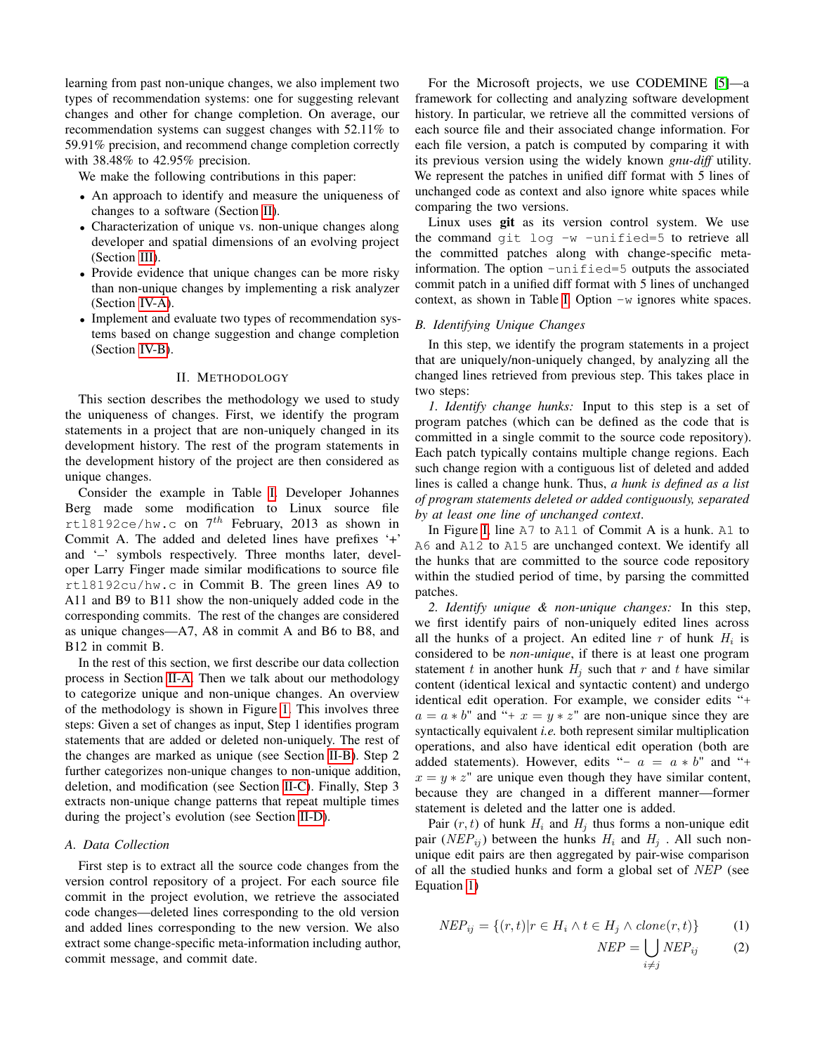learning from past non-unique changes, we also implement two types of recommendation systems: one for suggesting relevant changes and other for change completion. On average, our recommendation systems can suggest changes with 52.11% to 59.91% precision, and recommend change completion correctly with 38.48% to 42.95% precision.

We make the following contributions in this paper:

- An approach to identify and measure the uniqueness of changes to a software (Section II).
- Characterization of unique vs. non-unique changes along developer and spatial dimensions of an evolving project (Section III).
- Provide evidence that unique changes can be more risky than non-unique changes by implementing a risk analyzer (Section IV-A).
- Implement and evaluate two types of recommendation systems based on change suggestion and change completion (Section IV-B).

## II. Methodology

This section describes the methodology we used to study the uniqueness of changes. First, we identify the program statements in a project that are non-uniquely changed in its development history. The rest of the program statements in the development history of the project are then considered as unique changes.

Consider the example in Table I. Developer Johannes Berg made some modification to Linux source file `rtl8192ce/hw.c` on $7^{th}$ February, 2013 as shown in Commit A. The added and deleted lines have prefixes '+' and '–' symbols respectively. Three months later, developer Larry Finger made similar modifications to source file `rtl8192cu/hw.c` in Commit B. The green lines A9 to A11 and B9 to B11 show the non-uniquely added code in the corresponding commits. The rest of the changes are considered as unique changes—A7, A8 in commit A and B6 to B8, and B12 in commit B.

In the rest of this section, we first describe our data collection process in Section II-A. Then we talk about our methodology to categorize unique and non-unique changes. An overview of the methodology is shown in Figure 1. This involves three steps: Given a set of changes as input, Step 1 identifies program statements that are added or deleted non-uniquely. The rest of the changes are marked as unique (see Section II-B). Step 2 further categorizes non-unique changes to non-unique addition, deletion, and modification (see Section II-C). Finally, Step 3 extracts non-unique change patterns that repeat multiple times during the project's evolution (see Section II-D).

### A. Data Collection

First step is to extract all the source code changes from the version control repository of a project. For each source file commit in the project evolution, we retrieve the associated code changes—deleted lines corresponding to the old version and added lines corresponding to the new version. We also extract some change-specific meta-information including author, commit message, and commit date.

For the Microsoft projects, we use CODEMINE [5]—a framework for collecting and analyzing software development history. In particular, we retrieve all the committed versions of each source file and their associated change information. For each file version, a patch is computed by comparing it with its previous version using the widely known *gnu-diff* utility. We represent the patches in unified diff format with 5 lines of unchanged code as context and also ignore white spaces while comparing the two versions.

Linux uses **git** as its version control system. We use the command `git log -w -unified=5` to retrieve all the committed patches along with change-specific meta-information. The option `-unified=5` outputs the associated commit patch in a unified diff format with 5 lines of unchanged context, as shown in Table I. Option `-w` ignores white spaces.

### B. Identifying Unique Changes

In this step, we identify the program statements in a project that are uniquely/non-uniquely changed, by analyzing all the changed lines retrieved from previous step. This takes place in two steps:

*1. Identify change hunks:* Input to this step is a set of program patches (which can be defined as the code that is committed in a single commit to the source code repository). Each patch typically contains multiple change regions. Each such change region with a contiguous list of deleted and added lines is called a change hunk. Thus, *a hunk is defined as a list of program statements deleted or added contiguously, separated by at least one line of unchanged context*.

In Figure I, line `A7` to `A11` of Commit A is a hunk. `A1` to `A6` and `A12` to `A15` are unchanged context. We identify all the hunks that are committed to the source code repository within the studied period of time, by parsing the committed patches.

*2. Identify unique & non-unique changes:* In this step, we first identify pairs of non-uniquely edited lines across all the hunks of a project. An edited line $r$ of hunk $H_i$ is considered to be *non-unique*, if there is at least one program statement $t$ in another hunk $H_j$ such that $r$ and $t$ have similar content (identical lexical and syntactic content) and undergo identical edit operation. For example, we consider edits "+ $a = a * b$" and "+ $x = y * z$" are non-unique since they are syntactically equivalent *i.e.* both represent similar multiplication operations, and also have identical edit operation (both are added statements). However, edits "– $a = a * b$" and "+ $x = y * z$" are unique even though they have similar content, because they are changed in a different manner—former statement is deleted and the latter one is added.

Pair $(r, t)$ of hunk $H_i$ and $H_j$ thus forms a non-unique edit pair ($NEP_{ij}$) between the hunks $H_i$ and $H_j$ . All such non-unique edit pairs are then aggregated by pair-wise comparison of all the studied hunks and form a global set of $NEP$ (see Equation 1)

$$NEP_{ij} = \{(r,t) | r \in H_i \land t \in H_j \land clone(r,t)\} \tag{1}$$

$$NEP = \bigcup_{i \neq j} NEP_{ij} \tag{2}$$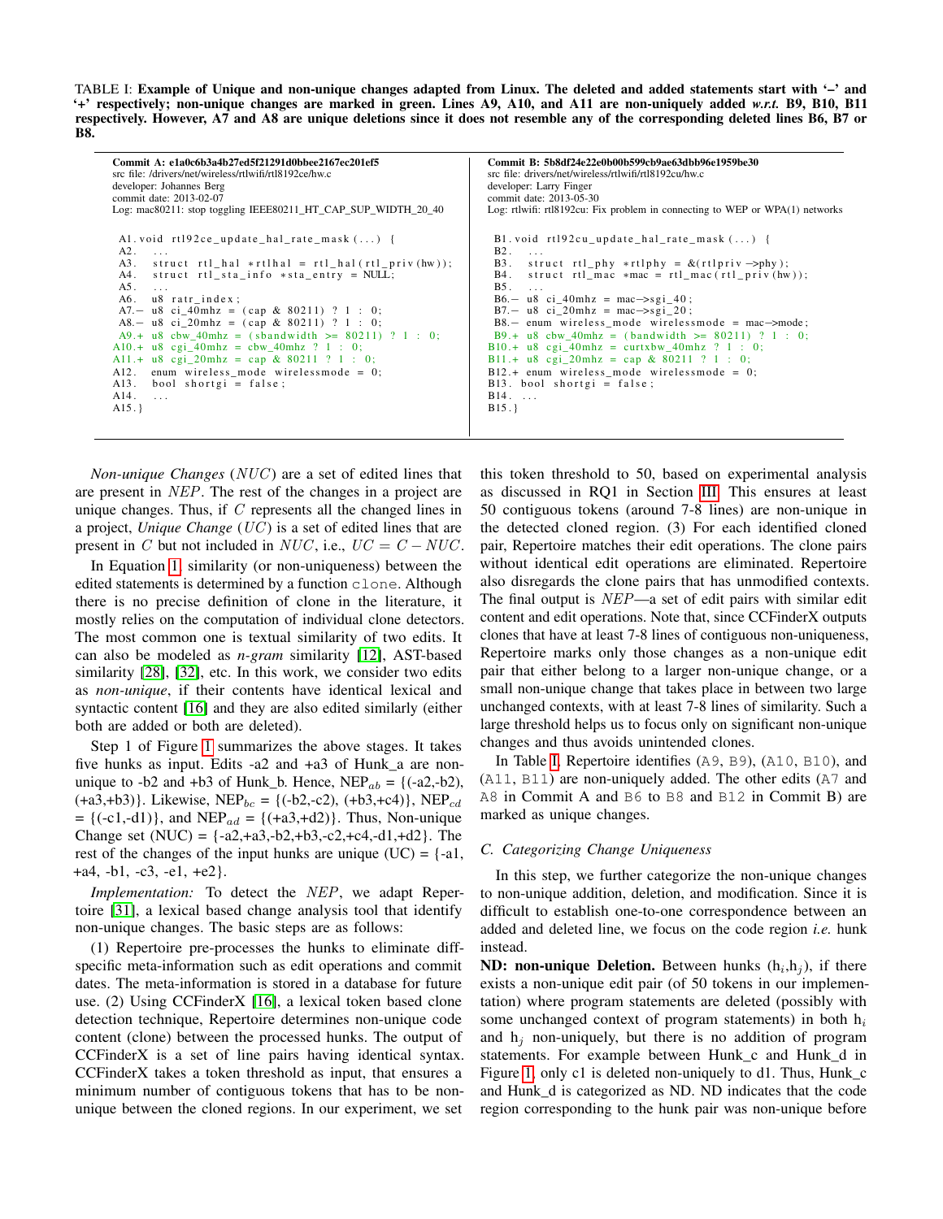TABLE I: **Example of Unique and non-unique changes adapted from Linux. The deleted and added statements start with '–' and '+' respectively; non-unique changes are marked in green. Lines A9, A10, and A11 are non-uniquely added *w.r.t.* B9, B10, B11 respectively. However, A7 and A8 are unique deletions since it does not resemble any of the corresponding deleted lines B6, B7 or B8.**

**Commit A: e1a0c6b3a4b27ed5f21291d0bbee2167ec201ef5**
src file: /drivers/net/wireless/rtlwifi/rtl8192ce/hw.c
developer: Johannes Berg
commit date: 2013-02-07
Log: mac80211: stop toggling IEEE80211_HT_CAP_SUP_WIDTH_20_40

```
 A1. void rtl92ce_update_hal_rate_mask(...) {
 A2.    ...
 A3.    struct rtl_hal *rtlhal = rtl_hal(rtl_priv(hw));
 A4.    struct rtl_sta_info *sta_entry = NULL;
 A5.    ...
 A6.    u8 ratr_index;
 A7.−   u8 ci_40mhz = (cap & 80211) ? 1 : 0;
 A8.−   u8 ci_20mhz = (cap & 80211) ? 1 : 0;
 A9.+   u8 cbw_40mhz = (bandwidth >= 80211) ? 1 : 0;
A10.+   u8 cgi_40mhz = cbw_40mhz ? 1 : 0;
A11.+   u8 cgi_20mhz = cap & 80211 ? 1 : 0;
A12.    enum wireless_mode wirelessmode = 0;
A13.    bool shortgi = false;
A14.    ...
A15.}
```

**Commit B: 5b8df24e22e0b00b599cb9ae63dbb96e1959be30**
src file: drivers/net/wireless/rtlwifi/rtl8192cu/hw.c
developer: Larry Finger
commit date: 2013-05-30
Log: rtlwifi: rtl8192cu: Fix problem in connecting to WEP or WPA(1) networks

```
 B1. void rtl92cu_update_hal_rate_mask(...) {
 B2.    ...
 B3.    struct rtl_phy *rtlphy = &(rtlpriv->phy);
 B4.    struct rtl_mac *mac = rtl_mac(rtl_priv(hw));
 B5.    ...
 B6.−   u8 ci_40mhz = mac->sgi_40;
 B7.−   u8 ci_20mhz = mac->sgi_20;
 B8.−   enum wireless_mode wirelessmode = mac->mode;
 B9.+   u8 cbw_40mhz = (bandwidth >= 80211) ? 1 : 0;
B10.+   u8 cgi_40mhz = curtxbw_40mhz ? 1 : 0;
B11.+   u8 cgi_20mhz = cap & 80211 ? 1 : 0;
B12.+   enum wireless_mode wirelessmode = 0;
B13.    bool shortgi = false;
B14.    ...
B15.}
```

*Non-unique Changes* ($NUC$) are a set of edited lines that are present in $NEP$. The rest of the changes in a project are unique changes. Thus, if $C$ represents all the changed lines in a project, *Unique Change* ($UC$) is a set of edited lines that are present in $C$ but not included in $NUC$, i.e., $UC = C - NUC$.

In Equation 1, similarity (or non-uniqueness) between the edited statements is determined by a function `clone`. Although there is no precise definition of clone in the literature, it mostly relies on the computation of individual clone detectors. The most common one is textual similarity of two edits. It can also be modeled as *n-gram* similarity [12], AST-based similarity [28], [32], etc. In this work, we consider two edits as *non-unique*, if their contents have identical lexical and syntactic content [16] and they are also edited similarly (either both are added or both are deleted).

Step 1 of Figure 1 summarizes the above stages. It takes five hunks as input. Edits -a2 and +a3 of Hunk_a are non-unique to -b2 and +b3 of Hunk_b. Hence, NEP$_{ab}$ = {(-a2,-b2), (+a3,+b3)}. Likewise, NEP$_{bc}$ = {(-b2,-c2), (+b3,+c4)}, NEP$_{cd}$ = {(-c1,-d1)}, and NEP$_{ad}$ = {(+a3,+d2)}. Thus, Non-unique Change set (NUC) = {-a2,+a3,-b2,+b3,-c2,+c4,-d1,+d2}. The rest of the changes of the input hunks are unique (UC) = {-a1, +a4, -b1, -c3, -e1, +e2}.

*Implementation:* To detect the $NEP$, we adapt Repertoire [31], a lexical based change analysis tool that identify non-unique changes. The basic steps are as follows:

(1) Repertoire pre-processes the hunks to eliminate diff-specific meta-information such as edit operations and commit dates. The meta-information is stored in a database for future use. (2) Using CCFinderX [16], a lexical token based clone detection technique, Repertoire determines non-unique code content (clone) between the processed hunks. The output of CCFinderX is a set of line pairs having identical syntax. CCFinderX takes a token threshold as input, that ensures a minimum number of contiguous tokens that has to be non-unique between the cloned regions. In our experiment, we set this token threshold to 50, based on experimental analysis as discussed in RQ1 in Section III. This ensures at least 50 contiguous tokens (around 7-8 lines) are non-unique in the detected cloned region. (3) For each identified cloned pair, Repertoire matches their edit operations. The clone pairs without identical edit operations are eliminated. Repertoire also disregards the clone pairs that has unmodified contexts. The final output is $NEP$—a set of edit pairs with similar edit content and edit operations. Note that, since CCFinderX outputs clones that have at least 7-8 lines of contiguous non-uniqueness, Repertoire marks only those changes as a non-unique edit pair that either belong to a larger non-unique change, or a small non-unique change that takes place in between two large unchanged contexts, with at least 7-8 lines of similarity. Such a large threshold helps us to focus only on significant non-unique changes and thus avoids unintended clones.

In Table I, Repertoire identifies (`A9`, `B9`), (`A10`, `B10`), and (`A11`, `B11`) are non-uniquely added. The other edits (`A7` and `A8` in Commit A and `B6` to `B8` and `B12` in Commit B) are marked as unique changes.

### C. Categorizing Change Uniqueness

In this step, we further categorize the non-unique changes to non-unique addition, deletion, and modification. Since it is difficult to establish one-to-one correspondence between an added and deleted line, we focus on the code region *i.e.* hunk instead.

**ND: non-unique Deletion.** Between hunks ($h_i$,$h_j$), if there exists a non-unique edit pair (of 50 tokens in our implementation) where program statements are deleted (possibly with some unchanged context of program statements) in both $h_i$ and $h_j$ non-uniquely, but there is no addition of program statements. For example between Hunk_c and Hunk_d in Figure 1, only c1 is deleted non-uniquely to d1. Thus, Hunk_c and Hunk_d is categorized as ND. ND indicates that the code region corresponding to the hunk pair was non-unique before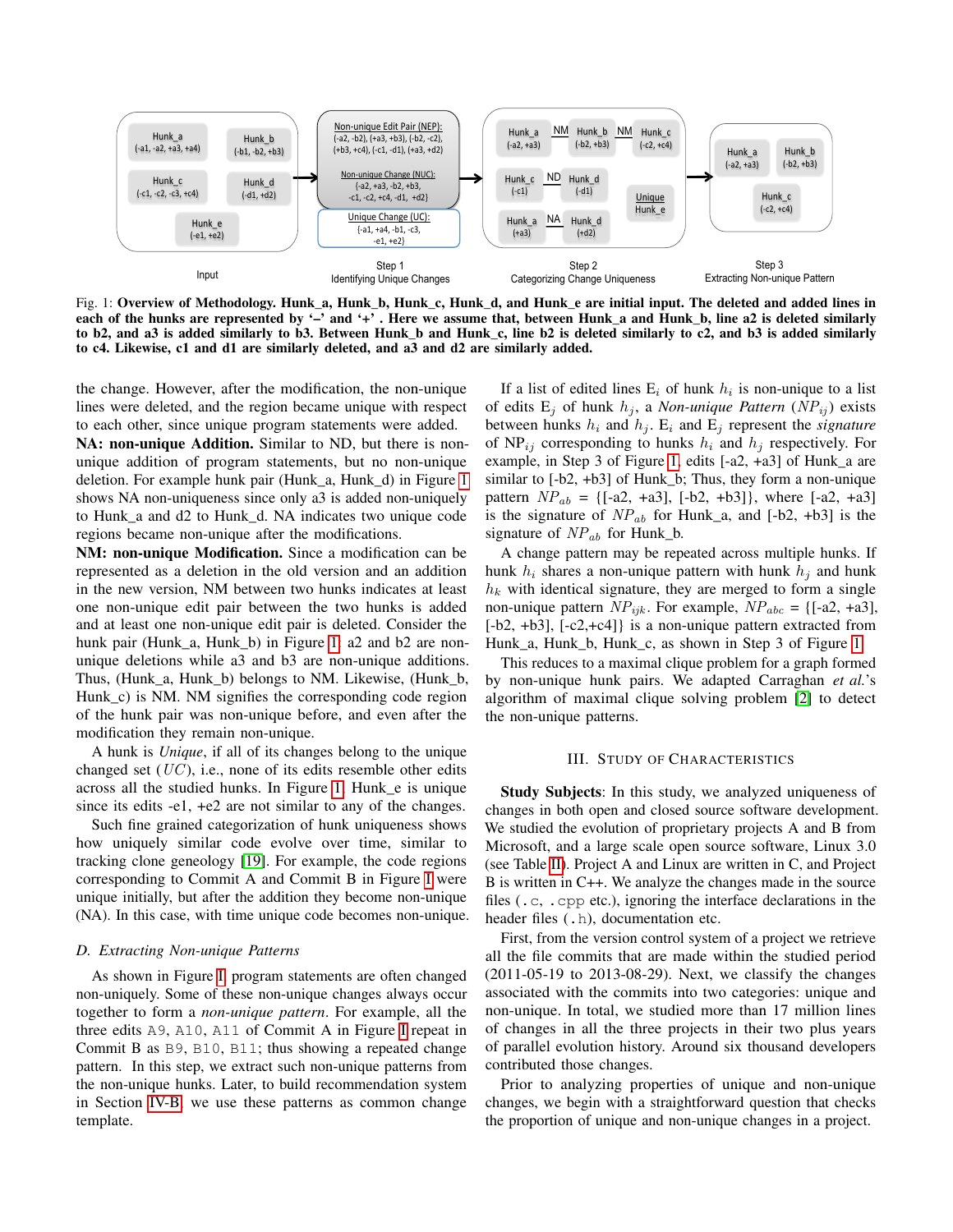Fig. 1: **Overview of Methodology. Hunk_a, Hunk_b, Hunk_c, Hunk_d, and Hunk_e are initial input. The deleted and added lines in each of the hunks are represented by '–' and '+' . Here we assume that, between Hunk_a and Hunk_b, line a2 is deleted similarly to b2, and a3 is added similarly to b3. Between Hunk_b and Hunk_c, line b2 is deleted similarly to c2, and b3 is added similarly to c4. Likewise, c1 and d1 are similarly deleted, and a3 and d2 are similarly added.**

the change. However, after the modification, the non-unique lines were deleted, and the region became unique with respect to each other, since unique program statements were added.

**NA: non-unique Addition.** Similar to ND, but there is non-unique addition of program statements, but no non-unique deletion. For example hunk pair (Hunk_a, Hunk_d) in Figure 1 shows NA non-uniqueness since only a3 is added non-uniquely to Hunk_a and d2 to Hunk_d. NA indicates two unique code regions became non-unique after the modifications.

**NM: non-unique Modification.** Since a modification can be represented as a deletion in the old version and an addition in the new version, NM between two hunks indicates at least one non-unique edit pair between the two hunks is added and at least one non-unique edit pair is deleted. Consider the hunk pair (Hunk_a, Hunk_b) in Figure 1, a2 and b2 are non-unique deletions while a3 and b3 are non-unique additions. Thus, (Hunk_a, Hunk_b) belongs to NM. Likewise, (Hunk_b, Hunk_c) is NM. NM signifies the corresponding code region of the hunk pair was non-unique before, and even after the modification they remain non-unique.

A hunk is *Unique*, if all of its changes belong to the unique changed set ($UC$), i.e., none of its edits resemble other edits across all the studied hunks. In Figure 1, Hunk_e is unique since its edits -e1, +e2 are not similar to any of the changes.

Such fine grained categorization of hunk uniqueness shows how uniquely similar code evolve over time, similar to tracking clone geneology [19]. For example, the code regions corresponding to Commit A and Commit B in Figure I were unique initially, but after the addition they become non-unique (NA). In this case, with time unique code becomes non-unique.

### D. Extracting Non-unique Patterns

As shown in Figure I, program statements are often changed non-uniquely. Some of these non-unique changes always occur together to form a *non-unique pattern*. For example, all the three edits `A9`, `A10`, `A11` of Commit A in Figure I repeat in Commit B as `B9`, `B10`, `B11`; thus showing a repeated change pattern. In this step, we extract such non-unique patterns from the non-unique hunks. Later, to build recommendation system in Section IV-B, we use these patterns as common change template.

If a list of edited lines $E_i$ of hunk $h_i$ is non-unique to a list of edits $E_j$ of hunk $h_j$, a *Non-unique Pattern* ($NP_{ij}$) exists between hunks $h_i$ and $h_j$. $E_i$ and $E_j$ represent the *signature* of $NP_{ij}$ corresponding to hunks $h_i$ and $h_j$ respectively. For example, in Step 3 of Figure 1, edits [-a2, +a3] of Hunk_a are similar to [-b2, +b3] of Hunk_b; Thus, they form a non-unique pattern $NP_{ab}$ = {[-a2, +a3], [-b2, +b3]}, where [-a2, +a3] is the signature of $NP_{ab}$ for Hunk_a, and [-b2, +b3] is the signature of $NP_{ab}$ for Hunk_b.

A change pattern may be repeated across multiple hunks. If hunk $h_i$ shares a non-unique pattern with hunk $h_j$ and hunk $h_k$ with identical signature, they are merged to form a single non-unique pattern $NP_{ijk}$. For example, $NP_{abc}$ = {[-a2, +a3], [-b2, +b3], [-c2,+c4]} is a non-unique pattern extracted from Hunk_a, Hunk_b, Hunk_c, as shown in Step 3 of Figure 1.

This reduces to a maximal clique problem for a graph formed by non-unique hunk pairs. We adapted Carraghan *et al.*'s algorithm of maximal clique solving problem [2] to detect the non-unique patterns.

## III. Study of Characteristics

**Study Subjects**: In this study, we analyzed uniqueness of changes in both open and closed source software development. We studied the evolution of proprietary projects A and B from Microsoft, and a large scale open source software, Linux 3.0 (see Table II). Project A and Linux are written in C, and Project B is written in C++. We analyze the changes made in the source files (`.c`, `.cpp` etc.), ignoring the interface declarations in the header files (`.h`), documentation etc.

First, from the version control system of a project we retrieve all the file commits that are made within the studied period (2011-05-19 to 2013-08-29). Next, we classify the changes associated with the commits into two categories: unique and non-unique. In total, we studied more than 17 million lines of changes in all the three projects in their two plus years of parallel evolution history. Around six thousand developers contributed those changes.

Prior to analyzing properties of unique and non-unique changes, we begin with a straightforward question that checks the proportion of unique and non-unique changes in a project.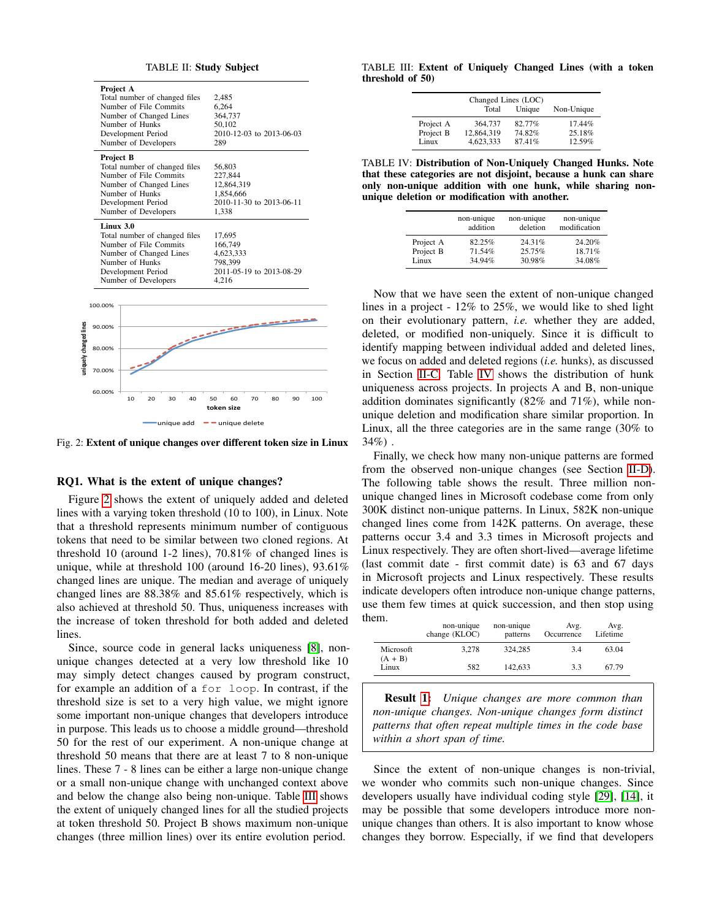TABLE II: **Study Subject**

| | |
|---|---|
| **Project A** | |
| Total number of changed files | 2,485 |
| Number of File Commits | 6,264 |
| Number of Changed Lines | 364,737 |
| Number of Hunks | 50,102 |
| Development Period | 2010-12-03 to 2013-06-03 |
| Number of Developers | 289 |
| **Project B** | |
| Total number of changed files | 56,803 |
| Number of File Commits | 227,844 |
| Number of Changed Lines | 12,864,319 |
| Number of Hunks | 1,854,666 |
| Development Period | 2010-11-30 to 2013-06-11 |
| Number of Developers | 1,338 |
| **Linux 3.0** | |
| Total number of changed files | 17,695 |
| Number of File Commits | 166,749 |
| Number of Changed Lines | 4,623,333 |
| Number of Hunks | 798,399 |
| Development Period | 2011-05-19 to 2013-08-29 |
| Number of Developers | 4,216 |

Fig. 2: **Extent of unique changes over different token size in Linux**

## RQ1. What is the extent of unique changes?

Figure 2 shows the extent of uniquely added and deleted lines with a varying token threshold (10 to 100), in Linux. Note that a threshold represents minimum number of contiguous tokens that need to be similar between two cloned regions. At threshold 10 (around 1-2 lines), 70.81% of changed lines is unique, while at threshold 100 (around 16-20 lines), 93.61% changed lines are unique. The median and average of uniquely changed lines are 88.38% and 85.61% respectively, which is also achieved at threshold 50. Thus, uniqueness increases with the increase of token threshold for both added and deleted lines.

Since, source code in general lacks uniqueness [8], non-unique changes detected at a very low threshold like 10 may simply detect changes caused by program construct, for example an addition of a `for loop`. In contrast, if the threshold size is set to a very high value, we might ignore some important non-unique changes that developers introduce in purpose. This leads us to choose a middle ground—threshold 50 for the rest of our experiment. A non-unique change at threshold 50 means that there are at least 7 to 8 non-unique lines. These 7 - 8 lines can be either a large non-unique change or a small non-unique change with unchanged context above and below the change also being non-unique. Table III shows the extent of uniquely changed lines for all the studied projects at token threshold 50. Project B shows maximum non-unique changes (three million lines) over its entire evolution period.

TABLE III: **Extent of Uniquely Changed Lines (with a token threshold of 50)**

| | Changed Lines (LOC) Total | Unique | Non-Unique |
|---|---|---|---|
| Project A | 364,737 | 82.77% | 17.44% |
| Project B | 12,864,319 | 74.82% | 25.18% |
| Linux | 4,623,333 | 87.41% | 12.59% |

TABLE IV: **Distribution of Non-Uniquely Changed Hunks. Note that these categories are not disjoint, because a hunk can share only non-unique addition with one hunk, while sharing non-unique deletion or modification with another.**

| | non-unique addition | non-unique deletion | non-unique modification |
|---|---|---|---|
| Project A | 82.25% | 24.31% | 24.20% |
| Project B | 71.54% | 25.75% | 18.71% |
| Linux | 34.94% | 30.98% | 34.08% |

Now that we have seen the extent of non-unique changed lines in a project - 12% to 25%, we would like to shed light on their evolutionary pattern, *i.e.* whether they are added, deleted, or modified non-uniquely. Since it is difficult to identify mapping between individual added and deleted lines, we focus on added and deleted regions (*i.e.* hunks), as discussed in Section II-C. Table IV shows the distribution of hunk uniqueness across projects. In projects A and B, non-unique addition dominates significantly (82% and 71%), while non-unique deletion and modification share similar proportion. In Linux, all the three categories are in the same range (30% to 34%) .

Finally, we check how many non-unique patterns are formed from the observed non-unique changes (see Section II-D). The following table shows the result. Three million non-unique changed lines in Microsoft codebase come from only 300K distinct non-unique patterns. In Linux, 582K non-unique changed lines come from 142K patterns. On average, these patterns occur 3.4 and 3.3 times in Microsoft projects and Linux respectively. They are often short-lived—average lifetime (last commit date - first commit date) is 63 and 67 days in Microsoft projects and Linux respectively. These results indicate developers often introduce non-unique change patterns, use them few times at quick succession, and then stop using them.

| | non-unique change (KLOC) | non-unique patterns | Avg. Occurrence | Avg. Lifetime |
|---|---|---|---|---|
| Microsoft (A + B) | 3,278 | 324,285 | 3.4 | 63.04 |
| Linux | 582 | 142,633 | 3.3 | 67.79 |

> **Result 1:** *Unique changes are more common than non-unique changes. Non-unique changes form distinct patterns that often repeat multiple times in the code base within a short span of time.*

Since the extent of non-unique changes is non-trivial, we wonder who commits such non-unique changes. Since developers usually have individual coding style [29], [14], it may be possible that some developers introduce more non-unique changes than others. It is also important to know whose changes they borrow. Especially, if we find that developers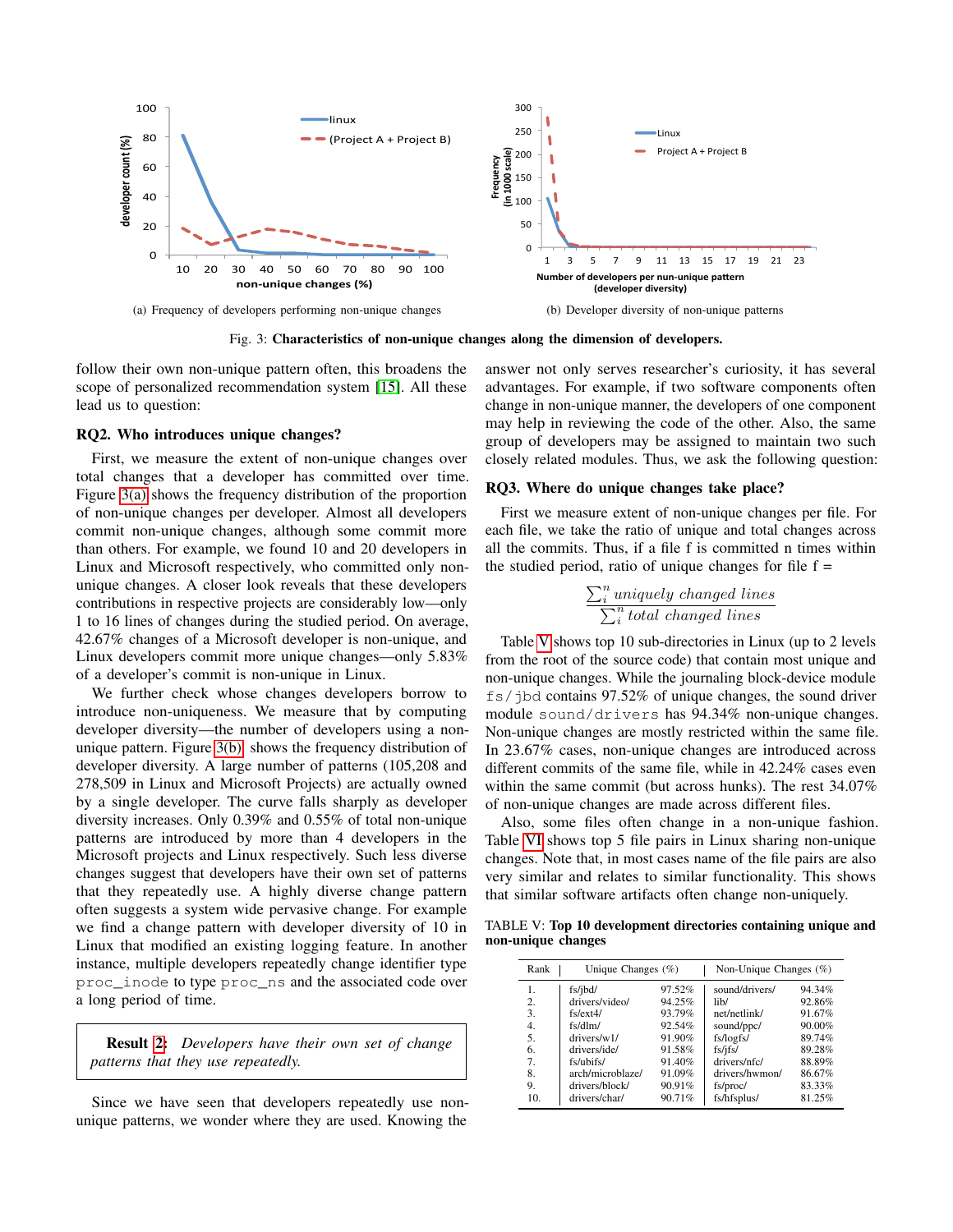(a) Frequency of developers performing non-unique changes

(b) Developer diversity of non-unique patterns

Fig. 3: **Characteristics of non-unique changes along the dimension of developers.**

follow their own non-unique pattern often, this broadens the scope of personalized recommendation system [15]. All these lead us to question:

### RQ2. Who introduces unique changes?

First, we measure the extent of non-unique changes over total changes that a developer has committed over time. Figure 3(a) shows the frequency distribution of the proportion of non-unique changes per developer. Almost all developers commit non-unique changes, although some commit more than others. For example, we found 10 and 20 developers in Linux and Microsoft respectively, who committed only non-unique changes. A closer look reveals that these developers contributions in respective projects are considerably low—only 1 to 16 lines of changes during the studied period. On average, 42.67% changes of a Microsoft developer is non-unique, and Linux developers commit more unique changes—only 5.83% of a developer's commit is non-unique in Linux.

We further check whose changes developers borrow to introduce non-uniqueness. We measure that by computing developer diversity—the number of developers using a non-unique pattern. Figure 3(b) shows the frequency distribution of developer diversity. A large number of patterns (105,208 and 278,509 in Linux and Microsoft Projects) are actually owned by a single developer. The curve falls sharply as developer diversity increases. Only 0.39% and 0.55% of total non-unique patterns are introduced by more than 4 developers in the Microsoft projects and Linux respectively. Such less diverse changes suggest that developers have their own set of patterns that they repeatedly use. A highly diverse change pattern often suggests a system wide pervasive change. For example we find a change pattern with developer diversity of 10 in Linux that modified an existing logging feature. In another instance, multiple developers repeatedly change identifier type `proc_inode` to type `proc_ns` and the associated code over a long period of time.

> **Result 2:** *Developers have their own set of change patterns that they use repeatedly.*

Since we have seen that developers repeatedly use non-unique patterns, we wonder where they are used. Knowing the answer not only serves researcher's curiosity, it has several advantages. For example, if two software components often change in non-unique manner, the developers of one component may help in reviewing the code of the other. Also, the same group of developers may be assigned to maintain two such closely related modules. Thus, we ask the following question:

### RQ3. Where do unique changes take place?

First we measure the extent of non-unique changes per file. For each file, we take the ratio of unique and total changes across all the commits. Thus, if a file f is committed n times within the studied period, ratio of unique changes for file f =

$$\frac{\sum_i^n \textit{uniquely changed lines}}{\sum_i^n \textit{total changed lines}}$$

Table V shows top 10 sub-directories in Linux (up to 2 levels from the root of the source code) that contain most unique and non-unique changes. While the journaling block-device module `fs/jbd` contains 97.52% of unique changes, the sound driver module `sound/drivers` has 94.34% non-unique changes. Non-unique changes are mostly restricted within the same file. In 23.67% cases, non-unique changes are introduced across different commits of the same file, while in 42.24% cases even within the same commit (but across hunks). The rest 34.07% of non-unique changes are made across different files.

Also, some files often change in a non-unique fashion. Table VI shows top 5 file pairs in Linux sharing non-unique changes. Note that, in most cases name of the file pairs are also very similar and relates to similar functionality. This shows that similar software artifacts often change non-uniquely.

TABLE V: **Top 10 development directories containing unique and non-unique changes**

| Rank | Unique Changes (%) | | Non-Unique Changes (%) | |
|---|---|---|---|---|
| 1. | fs/jbd/ | 97.52% | sound/drivers/ | 94.34% |
| 2. | drivers/video/ | 94.25% | lib/ | 92.86% |
| 3. | fs/ext4/ | 93.79% | net/netlink/ | 91.67% |
| 4. | fs/dlm/ | 92.54% | sound/ppc/ | 90.00% |
| 5. | drivers/w1/ | 91.90% | fs/logfs/ | 89.74% |
| 6. | drivers/ide/ | 91.58% | fs/jfs/ | 89.28% |
| 7. | fs/ubifs/ | 91.40% | drivers/nfc/ | 88.89% |
| 8. | arch/microblaze/ | 91.09% | drivers/hwmon/ | 86.67% |
| 9. | drivers/block/ | 90.91% | fs/proc/ | 83.33% |
| 10. | drivers/char/ | 90.71% | fs/hfsplus/ | 81.25% |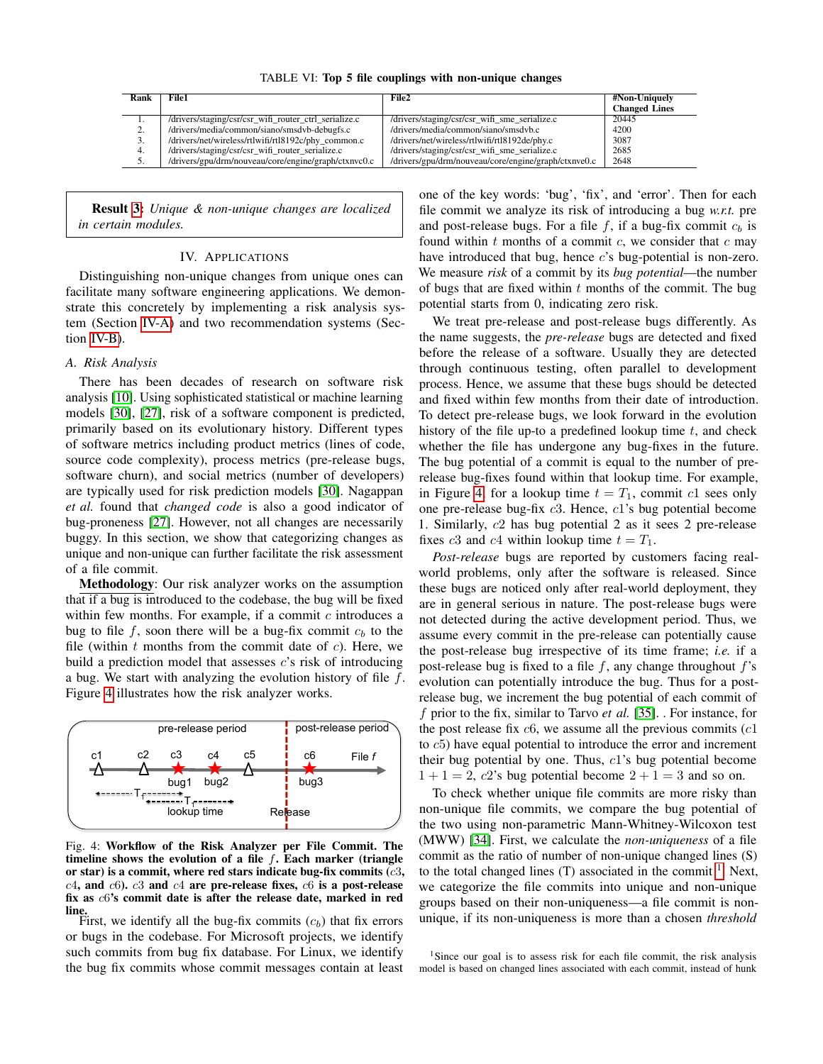TABLE VI: **Top 5 file couplings with non-unique changes**

| Rank | File1 | File2 | #Non-Uniquely Changed Lines |
|---|---|---|---|
| 1. | /drivers/staging/csr/csr_wifi_router_ctrl_serialize.c | /drivers/staging/csr/csr_wifi_sme_serialize.c | 20445 |
| 2. | /drivers/media/common/siano/smsdvb-debugfs.c | /drivers/media/common/siano/smsdvb.c | 4200 |
| 3. | /drivers/net/wireless/rtlwifi/rtl8192c/phy_common.c | /drivers/net/wireless/rtlwifi/rtl8192de/phy.c | 3087 |
| 4. | /drivers/staging/csr/csr_wifi_router_serialize.c | /drivers/staging/csr/csr_wifi_sme_serialize.c | 2685 |
| 5. | /drivers/gpu/drm/nouveau/core/engine/graph/ctxnvc0.c | /drivers/gpu/drm/nouveau/core/engine/graph/ctxnve0.c | 2648 |

> **Result 3**: *Unique & non-unique changes are localized in certain modules.*

## IV. Applications

Distinguishing non-unique changes from unique ones can facilitate many software engineering applications. We demonstrate this concretely by implementing a risk analysis system (Section IV-A) and two recommendation systems (Section IV-B).

### A. Risk Analysis

There has been decades of research on software risk analysis [10]. Using sophisticated statistical or machine learning models [30], [27], risk of a software component is predicted, primarily based on its evolutionary history. Different types of software metrics including product metrics (lines of code, source code complexity), process metrics (pre-release bugs, software churn), and social metrics (number of developers) are typically used for risk prediction models [30]. Nagappan *et al.* found that *changed code* is also a good indicator of bug-proneness [27]. However, not all changes are necessarily buggy. In this section, we show that categorizing changes as unique and non-unique can further facilitate the risk assessment of a file commit.

**Methodology**: Our risk analyzer works on the assumption that if a bug is introduced to the codebase, the bug will be fixed within few months. For example, if a commit $c$ introduces a bug to file $f$, soon there will be a bug-fix commit $c_b$ to the file (within $t$ months from the commit date of $c$). Here, we build a prediction model that assesses $c$'s risk of introducing a bug. We start with analyzing the evolution history of file $f$. Figure 4 illustrates how the risk analyzer works.

Fig. 4: **Workflow of the Risk Analyzer per File Commit. The timeline shows the evolution of a file $f$. Each marker (triangle or star) is a commit, where red stars indicate bug-fix commits ($c3$, $c4$, and $c6$). $c3$ and $c4$ are pre-release fixes, $c6$ is a post-release fix as $c6$'s commit date is after the release date, marked in red line.**

First, we identify all the bug-fix commits ($c_b$) that fix errors or bugs in the codebase. For Microsoft projects, we identify such commits from bug fix database. For Linux, we identify the bug fix commits whose commit messages contain at least one of the key words: 'bug', 'fix', and 'error'. Then for each file commit we analyze its risk of introducing a bug *w.r.t.* pre and post-release bugs. For a file $f$, if a bug-fix commit $c_b$ is found within $t$ months of a commit $c$, we consider that $c$ may have introduced that bug, hence $c$'s bug-potential is non-zero. We measure *risk* of a commit by its *bug potential*—the number of bugs that are fixed within $t$ months of the commit. The bug potential starts from 0, indicating zero risk.

We treat pre-release and post-release bugs differently. As the name suggests, the *pre-release* bugs are detected and fixed before the release of a software. Usually they are detected through continuous testing, often parallel to development process. Hence, we assume that these bugs should be detected and fixed within few months from their date of introduction. To detect pre-release bugs, we look forward in the evolution history of the file up-to a predefined lookup time $t$, and check whether the file has undergone any bug-fixes in the future. The bug potential of a commit is equal to the number of pre-release bug-fixes found within that lookup time. For example, in Figure 4, for a lookup time $t = T_1$, commit $c1$ sees only one pre-release bug-fix $c3$. Hence, $c1$'s bug potential become 1. Similarly, $c2$ has bug potential 2 as it sees 2 pre-release fixes $c3$ and $c4$ within lookup time $t = T_1$.

*Post-release* bugs are reported by customers facing real-world problems, only after the software is released. Since these bugs are noticed only after real-world deployment, they are in general serious in nature. The post-release bugs were not detected during the active development period. Thus, we assume every commit in the pre-release can potentially cause the post-release bug irrespective of its time frame; *i.e.* if a post-release bug is fixed to a file $f$, any change throughout $f$'s evolution can potentially introduce the bug. Thus for a post-release bug, we increment the bug potential of each commit of $f$ prior to the fix, similar to Tarvo *et al.* [35]. . For instance, for the post release fix $c6$, we assume all the previous commits ($c1$ to $c5$) have equal potential to introduce the error and increment their bug potential by one. Thus, $c1$'s bug potential become $1+1=2$, $c2$'s bug potential $2+1=3$ and so on.

To check whether unique file commits are more risky than non-unique file commits, we compare the bug potential of the two using non-parametric Mann-Whitney-Wilcoxon test (MWW) [34]. First, we calculate the *non-uniqueness* of a file commit as the ratio of number of non-unique changed lines (S) to the total changed lines (T) associated in the commit [1]. Next, we categorize the file commits into unique and non-unique groups based on their non-uniqueness—a file commit is non-unique, if its non-uniqueness is more than a chosen *threshold*

[1] Since our goal is to assess risk for each file commit, the risk analysis model is based on changed lines associated with each commit, instead of hunk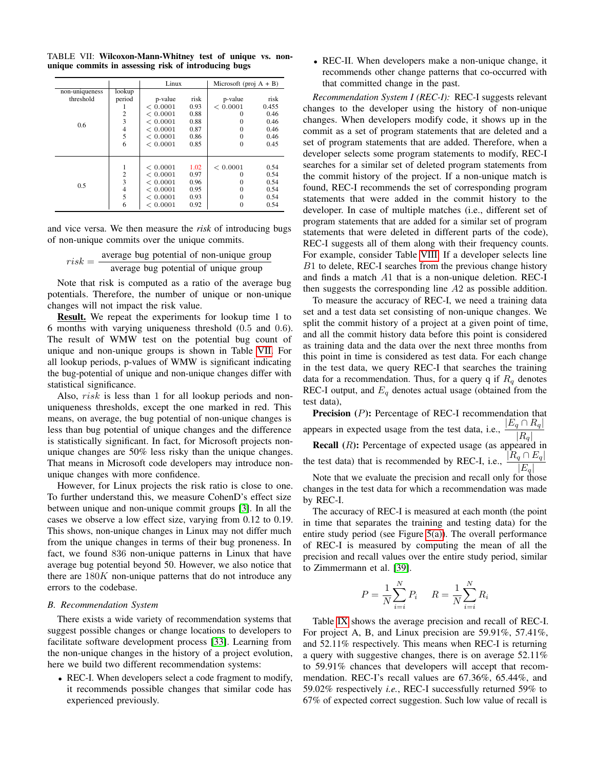TABLE VII: **Wilcoxon-Mann-Whitney test of unique vs. non-unique commits in assessing risk of introducing bugs**

| non-uniqueness threshold | lookup period | Linux p-value | Linux risk | Microsoft (proj A + B) p-value | Microsoft (proj A + B) risk |
|---|---|---|---|---|---|
| 0.6 | 1 | $< 0.0001$ | 0.93 | $< 0.0001$ | 0.455 |
| | 2 | $< 0.0001$ | 0.88 | 0 | 0.46 |
| | 3 | $< 0.0001$ | 0.88 | 0 | 0.46 |
| | 4 | $< 0.0001$ | 0.87 | 0 | 0.46 |
| | 5 | $< 0.0001$ | 0.86 | 0 | 0.46 |
| | 6 | $< 0.0001$ | 0.85 | 0 | 0.45 |
| 0.5 | 1 | $< 0.0001$ | 1.02 | $< 0.0001$ | 0.54 |
| | 2 | $< 0.0001$ | 0.97 | 0 | 0.54 |
| | 3 | $< 0.0001$ | 0.96 | 0 | 0.54 |
| | 4 | $< 0.0001$ | 0.95 | 0 | 0.54 |
| | 5 | $< 0.0001$ | 0.93 | 0 | 0.54 |
| | 6 | $< 0.0001$ | 0.92 | 0 | 0.54 |

and vice versa. We then measure the *risk* of introducing bugs of non-unique commits over the unique commits.

$$risk = \frac{\text{average bug potential of non-unique group}}{\text{average bug potential of unique group}}$$

Note that risk is computed as a ratio of the average bug potentials. Therefore, the number of unique or non-unique changes will not impact the risk value.

**Result.** We repeat the experiments for lookup time 1 to 6 months with varying uniqueness threshold (0.5 and 0.6). The result of WMW test on the potential bug count of unique and non-unique groups is shown in Table VII. For all lookup periods, p-values of WMW is significant indicating the bug-potential of unique and non-unique changes differ with statistical significance.

Also, $risk$ is less than 1 for all lookup periods and non-uniqueness thresholds, except the one marked in red. This means, on average, the bug potential of non-unique changes is less than bug potential of unique changes and the difference is statistically significant. In fact, for Microsoft projects non-unique changes are 50% less risky than the unique changes. That means in Microsoft code developers may introduce non-unique changes with more confidence.

However, for Linux projects the risk ratio is close to one. To further understand this, we measure CohenD's effect size between unique and non-unique commit groups [3]. In all the cases we observe a low effect size, varying from 0.12 to 0.19. This shows, non-unique changes in Linux may not differ much from the unique changes in terms of their bug proneness. In fact, we found 836 non-unique patterns in Linux that have average bug potential beyond 50. However, we also notice that there are $180K$ non-unique patterns that do not introduce any errors to the codebase.

### B. Recommendation System

There exists a wide variety of recommendation systems that suggest possible changes or change locations to developers to facilitate software development process [33]. Learning from the non-unique changes in the history of a project evolution, here we build two different recommendation systems:

- REC-I. When developers select a code fragment to modify, it recommends possible changes that similar code has experienced previously.
- REC-II. When developers make a non-unique change, it recommends other change patterns that co-occurred with that committed change in the past.

*Recommendation System I (REC-I):* REC-I suggests relevant changes to the developer using the history of non-unique changes. When developers modify code, it shows up in the commit as a set of program statements that are deleted and a set of program statements that are added. Therefore, when a developer selects some program statements to modify, REC-I searches for a similar set of deleted program statements from the commit history of the project. If a non-unique match is found, REC-I recommends the set of corresponding program statements that were added in the commit history to the developer. In case of multiple matches (i.e., different set of program statements that are added for a similar set of program statements that were deleted in different parts of the code), REC-I suggests all of them along with their frequency counts. For example, consider Table VIII. If a developer selects line $B1$ to delete, REC-I searches from the previous change history and finds a match $A1$ that is a non-unique deletion. REC-I then suggests the corresponding line $A2$ as possible addition.

To measure the accuracy of REC-I, we need a training data set and a test data set consisting of non-unique changes. We split the commit history of a project at a given point of time, and all the commit history data before this point is considered as training data and the data over the next three months from this point in time is considered as test data. For each change in the test data, we query REC-I that searches the training data for a recommendation. Thus, for a query q if $R_q$ denotes REC-I output, and $E_q$ denotes actual usage (obtained from the test data),

**Precision** ($P$)**:** Percentage of REC-I recommendation that appears in expected usage from the test data, i.e., $\frac{|E_q \cap R_q|}{|R_q|}$

**Recall** ($R$)**:** Percentage of expected usage (as appeared in the test data) that is recommended by REC-I, i.e., $\frac{|R_q \cap E_q|}{|E_q|}$

Note that we evaluate the precision and recall only for those changes in the test data for which a recommendation was made by REC-I.

The accuracy of REC-I is measured at each month (the point in time that separates the training and testing data) for the entire study period (see Figure 5(a)). The overall performance of REC-I is measured by computing the mean of all the precision and recall values over the entire study period, similar to Zimmermann et al. [39].

$$P = \frac{1}{N}\sum_{i=i}^{N} P_i \qquad R = \frac{1}{N}\sum_{i=i}^{N} R_i$$

Table IX shows the average precision and recall of REC-I. For project A, B, and Linux precision are 59.91%, 57.41%, and 52.11% respectively. This means when REC-I is returning a query with suggestive changes, there is on average 52.11% to 59.91% chances that developers will accept that recommendation. REC-I's recall values are 67.36%, 65.44%, and 59.02% respectively *i.e.*, REC-I successfully returned 59% to 67% of expected correct suggestion. Such low value of recall is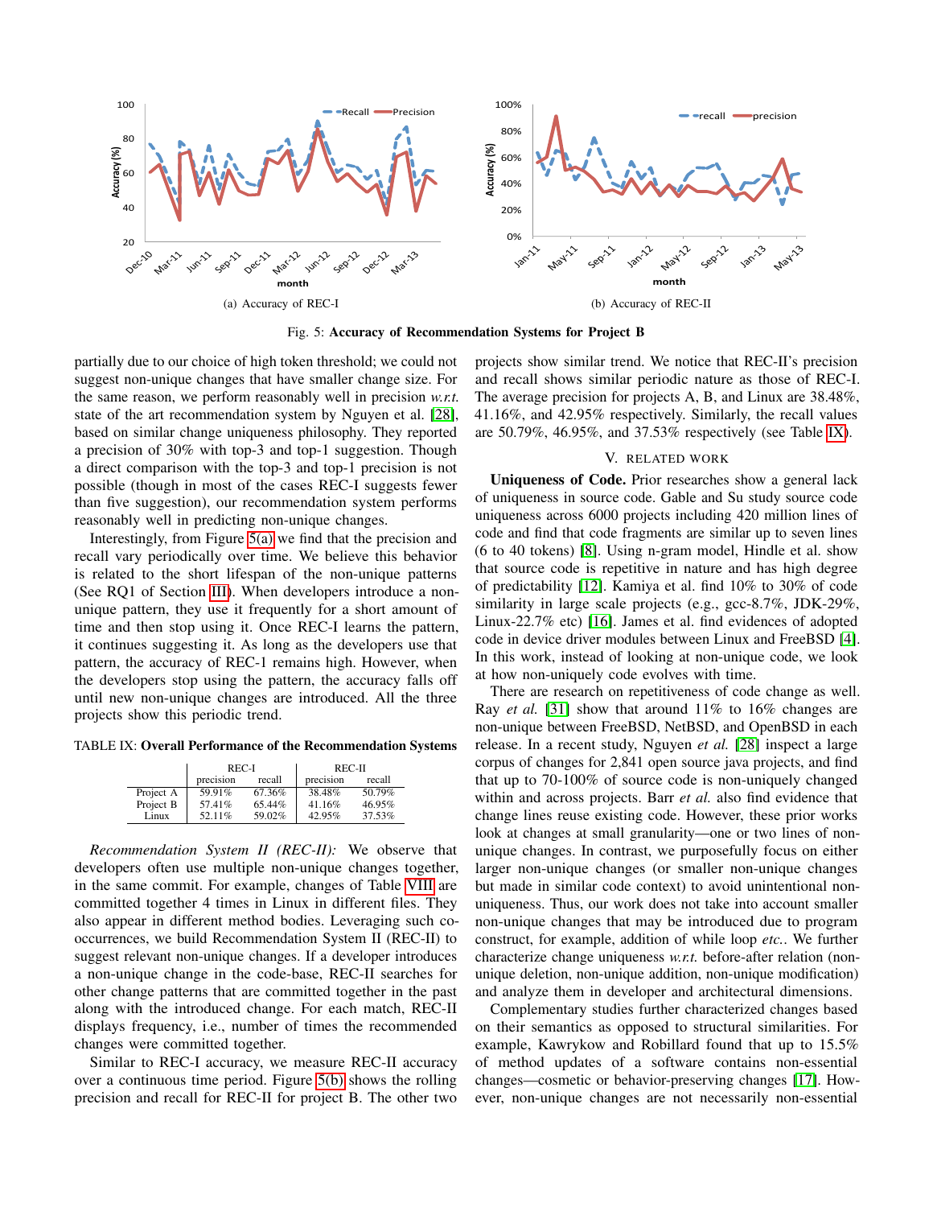(a) Accuracy of REC-I

(b) Accuracy of REC-II

Fig. 5: **Accuracy of Recommendation Systems for Project B**

partially due to our choice of high token threshold; we could not suggest non-unique changes that have smaller change size. For the same reason, we perform reasonably well in precision *w.r.t.* state of the art recommendation system by Nguyen et al. [28], based on similar change uniqueness philosophy. They reported a precision of 30% with top-3 and top-1 suggestion. Though a direct comparison with the top-3 and top-1 precision is not possible (though in most of the cases REC-I suggests fewer than five suggestion), our recommendation system performs reasonably well in predicting non-unique changes.

Interestingly, from Figure 5(a) we find that the precision and recall vary periodically over time. We believe this behavior is related to the short lifespan of the non-unique patterns (See RQ1 of Section III). When developers introduce a non-unique pattern, they use it frequently for a short amount of time and then stop using it. Once REC-I learns the pattern, it continues suggesting it. As long as the developers use that pattern, the accuracy of REC-1 remains high. However, when the developers stop using the pattern, the accuracy falls off until new non-unique changes are introduced. All the three projects show this periodic trend.

TABLE IX: **Overall Performance of the Recommendation Systems**

| | REC-I | | REC-II | |
|---|---|---|---|---|
| | precision | recall | precision | recall |
| Project A | 59.91% | 67.36% | 38.48% | 50.79% |
| Project B | 57.41% | 65.44% | 41.16% | 46.95% |
| Linux | 52.11% | 59.02% | 42.95% | 37.53% |

*Recommendation System II (REC-II):* We observe that developers often use multiple non-unique changes together, in the same commit. For example, changes of Table VIII are committed together 4 times in Linux in different files. They also appear in different method bodies. Leveraging such co-occurrences, we build Recommendation System II (REC-II) to suggest relevant non-unique changes. If a developer introduces a non-unique change in the code-base, REC-II searches for other change patterns that are committed together in the past along with the introduced change. For each match, REC-II displays frequency, i.e., number of times the recommended changes were committed together.

Similar to REC-I accuracy, we measure REC-II accuracy over a continuous time period. Figure 5(b) shows the rolling precision and recall for REC-II for project B. The other two projects show similar trend. We notice that REC-II's precision and recall shows similar periodic nature as those of REC-I. The average precision for projects A, B, and Linux are 38.48%, 41.16%, and 42.95% respectively. Similarly, the recall values are 50.79%, 46.95%, and 37.53% respectively (see Table IX).

## V. Related Work

**Uniqueness of Code.** Prior researches show a general lack of uniqueness in source code. Gable and Su study source code uniqueness across 6000 projects including 420 million lines of code and find that code fragments are similar up to seven lines (6 to 40 tokens) [8]. Using n-gram model, Hindle et al. show that source code is repetitive in nature and has high degree of predictability [12]. Kamiya et al. find 10% to 30% of code similarity in large scale projects (e.g., gcc-8.7%, JDK-29%, Linux-22.7% etc) [16]. James et al. find evidences of adopted code in device driver modules between Linux and FreeBSD [4]. In this work, instead of looking at non-unique code, we look at how non-uniquely code evolves with time.

There are research on repetitiveness of code change as well. Ray *et al.* [31] show that around 11% to 16% changes are non-unique between FreeBSD, NetBSD, and OpenBSD in each release. In a recent study, Nguyen *et al.* [28] inspect a large corpus of changes for 2,841 open source java projects, and find that up to 70-100% of source code is non-uniquely changed within and across projects. Barr *et al.* also find evidence that change lines reuse existing code. However, these prior works look at changes at small granularity—one or two lines of non-unique changes. In contrast, we purposefully focus on either larger non-unique changes (or smaller non-unique changes but made in similar code context) to avoid unintentional non-uniqueness. Thus, our work does not take into account smaller non-unique changes that may be introduced due to program construct, for example, addition of while loop *etc.*. We further characterize change uniqueness *w.r.t.* before-after relation (non-unique deletion, non-unique addition, non-unique modification) and analyze them in developer and architectural dimensions.

Complementary studies further characterized changes based on their semantics as opposed to structural similarities. For example, Kawrykow and Robillard found that up to 15.5% of method updates of a software contains non-essential changes—cosmetic or behavior-preserving changes [17]. However, non-unique changes are not necessarily non-essential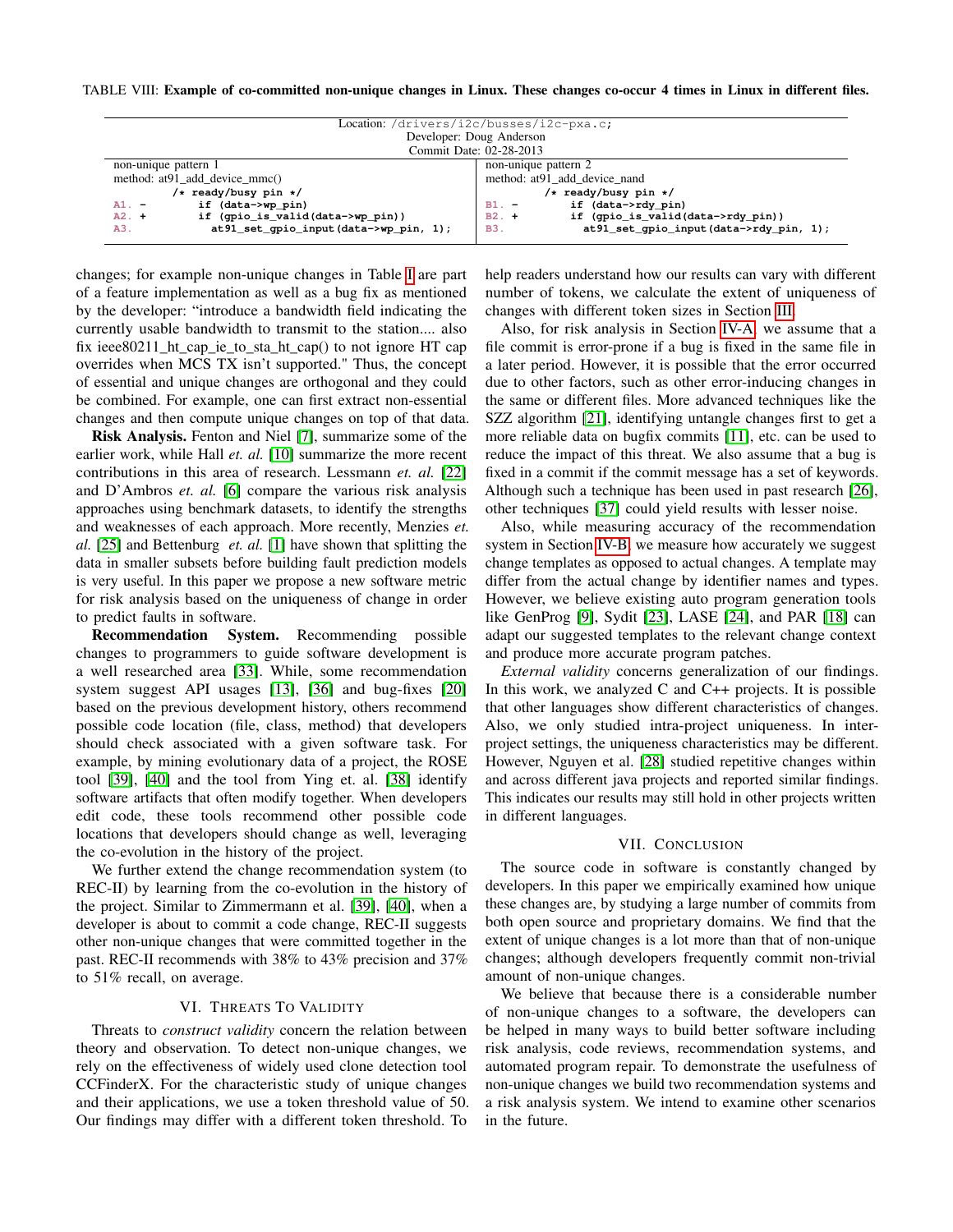TABLE VIII: **Example of co-committed non-unique changes in Linux. These changes co-occur 4 times in Linux in different files.**

| Location: /drivers/i2c/busses/i2c-pxa.c; Developer: Doug Anderson Commit Date: 02-28-2013 | |
|---|---|
| non-unique pattern 1<br>method: at91_add_device_mmc() | non-unique pattern 2<br>method: at91_add_device_nand |
| `/* ready/busy pin */`<br>`A1. -    if (data->wp_pin)`<br>`A2. +    if (gpio_is_valid(data->wp_pin))`<br>`A3.        at91_set_gpio_input(data->wp_pin, 1);` | `/* ready/busy pin */`<br>`B1. -    if (data->rdy_pin)`<br>`B2. +    if (gpio_is_valid(data->rdy_pin))`<br>`B3.        at91_set_gpio_input(data->rdy_pin, 1);` |

changes; for example non-unique changes in Table I are part of a feature implementation as well as a bug fix as mentioned by the developer: "introduce a bandwidth field indicating the currently usable bandwidth to transmit to the station.... also fix ieee80211_ht_cap_ie_to_sta_ht_cap() to not ignore HT cap overrides when MCS TX isn't supported." Thus, the concept of essential and unique changes are orthogonal and they could be combined. For example, one can first extract non-essential changes and then compute unique changes on top of that data.

**Risk Analysis.** Fenton and Niel [7], summarize some of the earlier work, while Hall *et. al.* [10] summarize the more recent contributions in this area of research. Lessmann *et. al.* [22] and D'Ambros *et. al.* [6] compare the various risk analysis approaches using benchmark datasets, to identify the strengths and weaknesses of each approach. More recently, Menzies *et. al.* [25] and Bettenburg *et. al.* [1] have shown that splitting the data in smaller subsets before building fault prediction models is very useful. In this paper we propose a new software metric for risk analysis based on the uniqueness of change in order to predict faults in software.

**Recommendation System.** Recommending possible changes to programmers to guide software development is a well researched area [33]. While, some recommendation system suggest API usages [13], [36] and bug-fixes [20] based on the previous development history, others recommend possible code location (file, class, method) that developers should check associated with a given software task. For example, by mining evolutionary data of a project, the ROSE tool [39], [40] and the tool from Ying et. al. [38] identify software artifacts that often modify together. When developers edit code, these tools recommend other possible code locations that developers should change as well, leveraging the co-evolution in the history of the project.

We further extend the change recommendation system (to REC-II) by learning from the co-evolution in the history of the project. Similar to Zimmermann et al. [39], [40], when a developer is about to commit a code change, REC-II suggests other non-unique changes that were committed together in the past. REC-II recommends with 38% to 43% precision and 37% to 51% recall, on average.

## VI. Threats To Validity

Threats to *construct validity* concern the relation between theory and observation. To detect non-unique changes, we rely on the effectiveness of widely used clone detection tool CCFinderX. For the characteristic study of unique changes and their applications, we use a token threshold value of 50. Our findings may differ with a different token threshold. To help readers understand how our results can vary with different number of tokens, we calculate the extent of uniqueness of changes with different token sizes in Section III.

Also, for risk analysis in Section IV-A, we assume that a file commit is error-prone if a bug is fixed in the same file in a later period. However, it is possible that the error occurred due to other factors, such as other error-inducing changes in the same or different files. More advanced techniques like the SZZ algorithm [21], identifying untangle changes first to get a more reliable data on bugfix commits [11], etc. can be used to reduce the impact of this threat. We also assume that a bug is fixed in a commit if the commit message has a set of keywords. Although such a technique has been used in past research [26], other techniques [37] could yield results with lesser noise.

Also, while measuring accuracy of the recommendation system in Section IV-B, we measure how accurately we suggest change templates as opposed to actual changes. A template may differ from the actual change by identifier names and types. However, we believe existing auto program generation tools like GenProg [9], Sydit [23], LASE [24], and PAR [18] can adapt our suggested templates to the relevant change context and produce more accurate program patches.

*External validity* concerns generalization of our findings. In this work, we analyzed C and C++ projects. It is possible that other languages show different characteristics of changes. Also, we only studied intra-project uniqueness. In inter-project settings, the uniqueness characteristics may be different. However, Nguyen et al. [28] studied repetitive changes within and across different java projects and reported similar findings. This indicates our results may still hold in other projects written in different languages.

## VII. Conclusion

The source code in software is constantly changed by developers. In this paper we empirically examined how unique these changes are, by studying a large number of commits from both open source and proprietary domains. We find that the extent of unique changes is a lot more than that of non-unique changes; although developers frequently commit non-trivial amount of non-unique changes.

We believe that because there is a considerable number of non-unique changes to a software, the developers can be helped in many ways to build better software including risk analysis, code reviews, recommendation systems, and automated program repair. To demonstrate the usefulness of non-unique changes we build two recommendation systems and a risk analysis system. We intend to examine other scenarios in the future.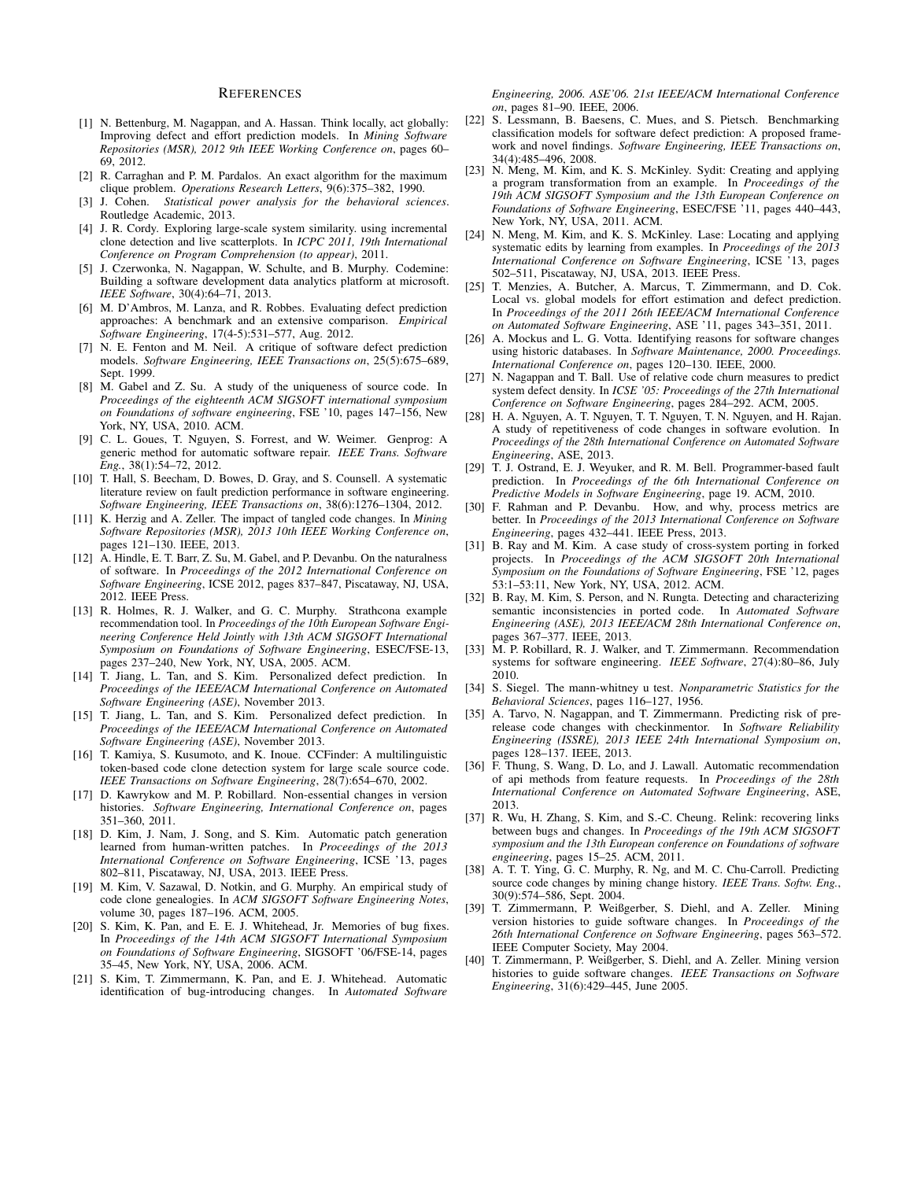# References

[1] N. Bettenburg, M. Nagappan, and A. Hassan. Think locally, act globally: Improving defect and effort prediction models. In *Mining Software Repositories (MSR), 2012 9th IEEE Working Conference on*, pages 60–69, 2012.

[2] R. Carraghan and P. M. Pardalos. An exact algorithm for the maximum clique problem. *Operations Research Letters*, 9(6):375–382, 1990.

[3] J. Cohen. *Statistical power analysis for the behavioral sciences*. Routledge Academic, 2013.

[4] J. R. Cordy. Exploring large-scale system similarity. using incremental clone detection and live scatterplots. In *ICPC 2011, 19th International Conference on Program Comprehension (to appear)*, 2011.

[5] J. Czerwonka, N. Nagappan, W. Schulte, and B. Murphy. Codemine: Building a software development data analytics platform at microsoft. *IEEE Software*, 30(4):64–71, 2013.

[6] M. D'Ambros, M. Lanza, and R. Robbes. Evaluating defect prediction approaches: A benchmark and an extensive comparison. *Empirical Software Engineering*, 17(4-5):531–577, Aug. 2012.

[7] N. E. Fenton and M. Neil. A critique of software defect prediction models. *Software Engineering, IEEE Transactions on*, 25(5):675–689, Sept. 1999.

[8] M. Gabel and Z. Su. A study of the uniqueness of source code. In *Proceedings of the eighteenth ACM SIGSOFT international symposium on Foundations of software engineering*, FSE '10, pages 147–156, New York, NY, USA, 2010. ACM.

[9] C. L. Goues, T. Nguyen, S. Forrest, and W. Weimer. Genprog: A generic method for automatic software repair. *IEEE Trans. Software Eng.*, 38(1):54–72, 2012.

[10] T. Hall, S. Beecham, D. Bowes, D. Gray, and S. Counsell. A systematic literature review on fault prediction performance in software engineering. *Software Engineering, IEEE Transactions on*, 38(6):1276–1304, 2012.

[11] K. Herzig and A. Zeller. The impact of tangled code changes. In *Mining Software Repositories (MSR), 2013 10th IEEE Working Conference on*, pages 121–130. IEEE, 2013.

[12] A. Hindle, E. T. Barr, Z. Su, M. Gabel, and P. Devanbu. On the naturalness of software. In *Proceedings of the 2012 International Conference on Software Engineering*, ICSE 2012, pages 837–847, Piscataway, NJ, USA, 2012. IEEE Press.

[13] R. Holmes, R. J. Walker, and G. C. Murphy. Strathcona example recommendation tool. In *Proceedings of the 10th European Software Engineering Conference Held Jointly with 13th ACM SIGSOFT International Symposium on Foundations of Software Engineering*, ESEC/FSE-13, pages 237–240, New York, NY, USA, 2005. ACM.

[14] T. Jiang, L. Tan, and S. Kim. Personalized defect prediction. In *Proceedings of the IEEE/ACM International Conference on Automated Software Engineering (ASE)*, November 2013.

[15] T. Jiang, L. Tan, and S. Kim. Personalized defect prediction. In *Proceedings of the IEEE/ACM International Conference on Automated Software Engineering (ASE)*, November 2013.

[16] T. Kamiya, S. Kusumoto, and K. Inoue. CCFinder: A multilinguistic token-based code clone detection system for large scale source code. *IEEE Transactions on Software Engineering*, 28(7):654–670, 2002.

[17] D. Kawrykow and M. P. Robillard. Non-essential changes in version histories. *Software Engineering, International Conference on*, pages 351–360, 2011.

[18] D. Kim, J. Nam, J. Song, and S. Kim. Automatic patch generation learned from human-written patches. In *Proceedings of the 2013 International Conference on Software Engineering*, ICSE '13, pages 802–811, Piscataway, NJ, USA, 2013. IEEE Press.

[19] M. Kim, V. Sazawal, D. Notkin, and G. Murphy. An empirical study of code clone genealogies. In *ACM SIGSOFT Software Engineering Notes*, volume 30, pages 187–196. ACM, 2005.

[20] S. Kim, K. Pan, and E. E. J. Whitehead, Jr. Memories of bug fixes. In *Proceedings of the 14th ACM SIGSOFT International Symposium on Foundations of Software Engineering*, SIGSOFT '06/FSE-14, pages 35–45, New York, NY, USA, 2006. ACM.

[21] S. Kim, T. Zimmermann, K. Pan, and E. J. Whitehead. Automatic identification of bug-introducing changes. In *Automated Software Engineering, 2006. ASE'06. 21st IEEE/ACM International Conference on*, pages 81–90. IEEE, 2006.

[22] S. Lessmann, B. Baesens, C. Mues, and S. Pietsch. Benchmarking classification models for software defect prediction: A proposed framework and novel findings. *Software Engineering, IEEE Transactions on*, 34(4):485–496, 2008.

[23] N. Meng, M. Kim, and K. S. McKinley. Sydit: Creating and applying a program transformation from an example. In *Proceedings of the 19th ACM SIGSOFT Symposium and the 13th European Conference on Foundations of Software Engineering*, ESEC/FSE '11, pages 440–443, New York, NY, USA, 2011. ACM.

[24] N. Meng, M. Kim, and K. S. McKinley. Lase: Locating and applying systematic edits by learning from examples. In *Proceedings of the 2013 International Conference on Software Engineering*, ICSE '13, pages 502–511, Piscataway, NJ, USA, 2013. IEEE Press.

[25] T. Menzies, A. Butcher, A. Marcus, T. Zimmermann, and D. Cok. Local vs. global models for effort estimation and defect prediction. In *Proceedings of the 2011 26th IEEE/ACM International Conference on Automated Software Engineering*, ASE '11, pages 343–351, 2011.

[26] A. Mockus and L. G. Votta. Identifying reasons for software changes using historic databases. In *Software Maintenance, 2000. Proceedings. International Conference on*, pages 120–130. IEEE, 2000.

[27] N. Nagappan and T. Ball. Use of relative code churn measures to predict system defect density. In *ICSE '05: Proceedings of the 27th International Conference on Software Engineering*, pages 284–292. ACM, 2005.

[28] H. A. Nguyen, A. T. Nguyen, T. T. Nguyen, T. N. Nguyen, and H. Rajan. A study of repetitiveness of code changes in software evolution. In *Proceedings of the 28th International Conference on Automated Software Engineering*, ASE, 2013.

[29] T. J. Ostrand, E. J. Weyuker, and R. M. Bell. Programmer-based fault prediction. In *Proceedings of the 6th International Conference on Predictive Models in Software Engineering*, page 19. ACM, 2010.

[30] F. Rahman and P. Devanbu. How, and why, process metrics are better. In *Proceedings of the 2013 International Conference on Software Engineering*, pages 432–441. IEEE Press, 2013.

[31] B. Ray and M. Kim. A case study of cross-system porting in forked projects. In *Proceedings of the ACM SIGSOFT 20th International Symposium on the Foundations of Software Engineering*, FSE '12, pages 53:1–53:11, New York, NY, USA, 2012. ACM.

[32] B. Ray, M. Kim, S. Person, and N. Rungta. Detecting and characterizing semantic inconsistencies in ported code. In *Automated Software Engineering (ASE), 2013 IEEE/ACM 28th International Conference on*, pages 367–377. IEEE, 2013.

[33] M. P. Robillard, R. J. Walker, and T. Zimmermann. Recommendation systems for software engineering. *IEEE Software*, 27(4):80–86, July 2010.

[34] S. Siegel. The mann-whitney u test. *Nonparametric Statistics for the Behavioral Sciences*, pages 116–127, 1956.

[35] A. Tarvo, N. Nagappan, and T. Zimmermann. Predicting risk of pre-release code changes with checkinmentor. In *Software Reliability Engineering (ISSRE), 2013 IEEE 24th International Symposium on*, pages 128–137. IEEE, 2013.

[36] F. Thung, S. Wang, D. Lo, and J. Lawall. Automatic recommendation of api methods from feature requests. In *Proceedings of the 28th International Conference on Automated Software Engineering*, ASE, 2013.

[37] R. Wu, H. Zhang, S. Kim, and S.-C. Cheung. Relink: recovering links between bugs and changes. In *Proceedings of the 19th ACM SIGSOFT symposium and the 13th European conference on Foundations of software engineering*, pages 15–25. ACM, 2011.

[38] A. T. T. Ying, G. C. Murphy, R. Ng, and M. C. Chu-Carroll. Predicting source code changes by mining change history. *IEEE Trans. Softw. Eng.*, 30(9):574–586, Sept. 2004.

[39] T. Zimmermann, P. Weißgerber, S. Diehl, and A. Zeller. Mining version histories to guide software changes. In *Proceedings of the 26th International Conference on Software Engineering*, pages 563–572. IEEE Computer Society, May 2004.

[40] T. Zimmermann, P. Weißgerber, S. Diehl, and A. Zeller. Mining version histories to guide software changes. *IEEE Transactions on Software Engineering*, 31(6):429–445, June 2005.